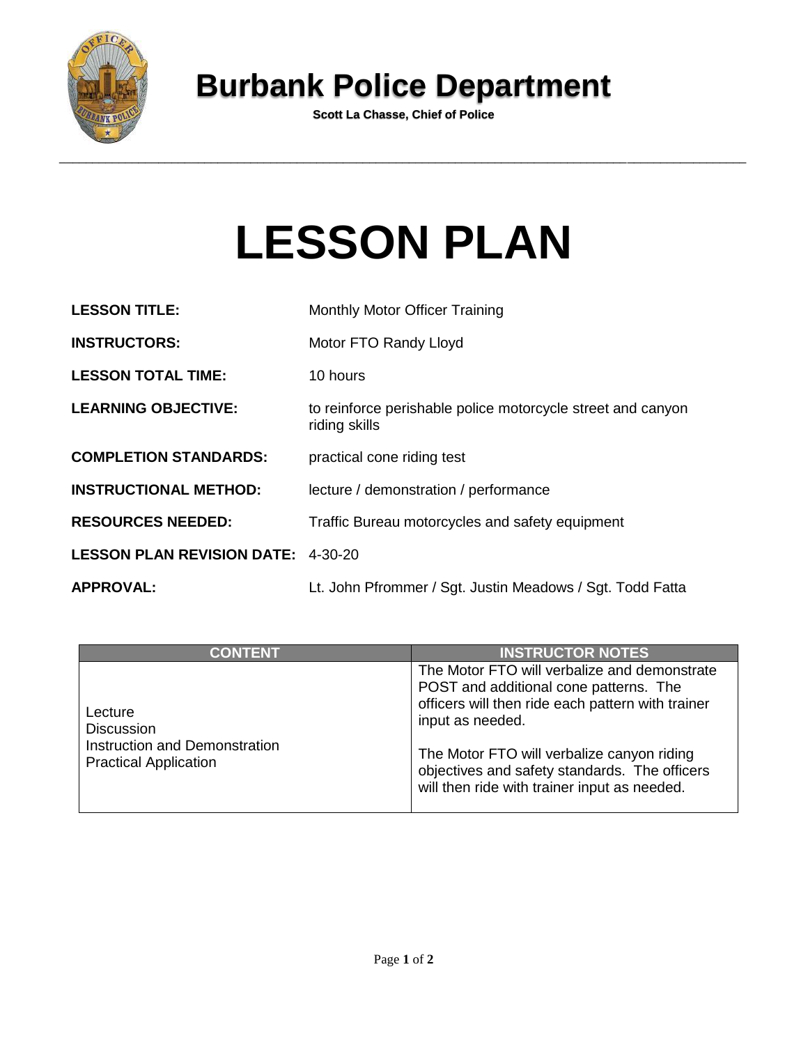# Burbank Police Department

**Scott La Chasse, Chief of Police**

# LESSON PLAN

**LESSON TITLE:** Monthly Motor Officer Training

**INSTRUCTORS:** Motor FTO Randy Lloyd

**LESSON TOTAL TIME:** 10 hours

**LEARNING OBJECTIVE:** to reinforce perishable police motorcycle street and canyon riding skills

**COMPLETION STANDARDS:** practical cone riding test

**INSTRUCTIONAL METHOD:** lecture / demonstration / performance

**RESOURCES NEEDED:** Traffic Bureau motorcycles and safety equipment

**LESSON PLAN REVISION DATE:** 4-30-20

**APPROVAL:** Lt. John Pfrommer / Sgt. Justin Meadows / Sgt. Todd Fatta

| CONTENT | INSTRUCTOR NOTES |
|---|---|
| Lecture<br>Discussion<br>Instruction and Demonstration<br>Practical Application | The Motor FTO will verbalize and demonstrate POST and additional cone patterns. The officers will then ride each pattern with trainer input as needed.<br><br>The Motor FTO will verbalize canyon riding objectives and safety standards. The officers will then ride with trainer input as needed. |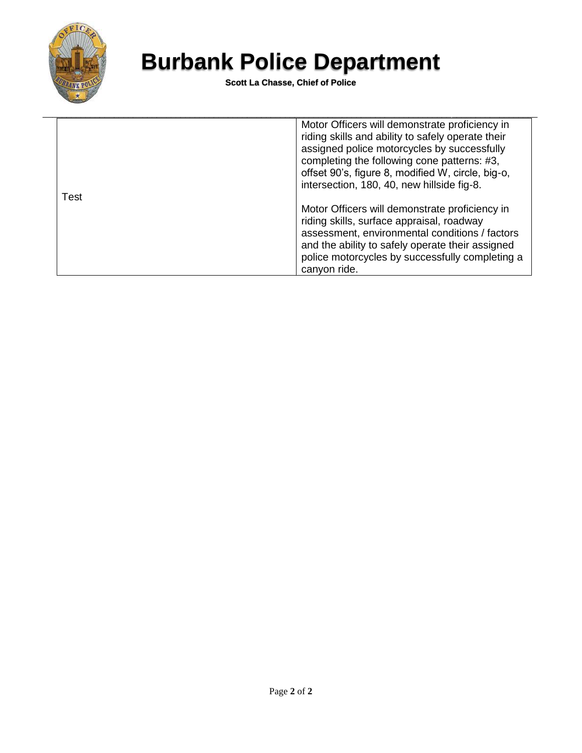| | |
|---|---|
| Test | Motor Officers will demonstrate proficiency in riding skills and ability to safely operate their assigned police motorcycles by successfully completing the following cone patterns: #3, offset 90's, figure 8, modified W, circle, big-o, intersection, 180, 40, new hillside fig-8.<br><br>Motor Officers will demonstrate proficiency in riding skills, surface appraisal, roadway assessment, environmental conditions / factors and the ability to safely operate their assigned police motorcycles by successfully completing a canyon ride. |